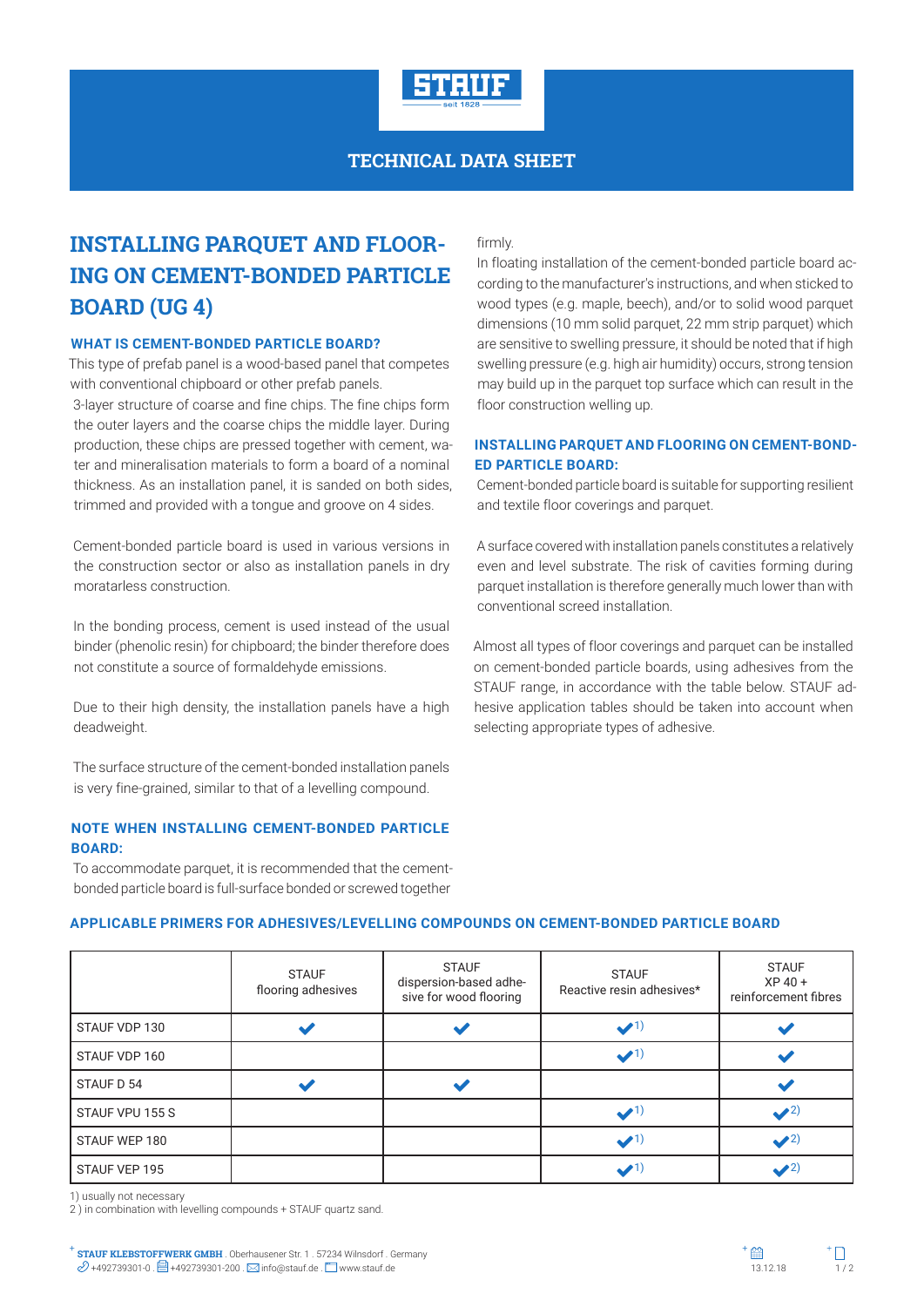# TECHNICAL DATA SHEET

# INSTALLING PARQUET AND FLOORING ON CEMENT-BONDED PARTICLE BOARD (UG 4)

### WHAT IS CEMENT-BONDED PARTICLE BOARD?

This type of prefab panel is a wood-based panel that competes with conventional chipboard or other prefab panels.
3-layer structure of coarse and fine chips. The fine chips form the outer layers and the coarse chips the middle layer. During production, these chips are pressed together with cement, water and mineralisation materials to form a board of a nominal thickness. As an installation panel, it is sanded on both sides, trimmed and provided with a tongue and groove on 4 sides.

Cement-bonded particle board is used in various versions in the construction sector or also as installation panels in dry moratarless construction.

In the bonding process, cement is used instead of the usual binder (phenolic resin) for chipboard; the binder therefore does not constitute a source of formaldehyde emissions.

Due to their high density, the installation panels have a high deadweight.

The surface structure of the cement-bonded installation panels is very fine-grained, similar to that of a levelling compound.

### NOTE WHEN INSTALLING CEMENT-BONDED PARTICLE BOARD:

To accommodate parquet, it is recommended that the cement-bonded particle board is full-surface bonded or screwed together firmly.
In floating installation of the cement-bonded particle board according to the manufacturer's instructions, and when sticked to wood types (e.g. maple, beech), and/or to solid wood parquet dimensions (10 mm solid parquet, 22 mm strip parquet) which are sensitive to swelling pressure, it should be noted that if high swelling pressure (e.g. high air humidity) occurs, strong tension may build up in the parquet top surface which can result in the floor construction welling up.

### INSTALLING PARQUET AND FLOORING ON CEMENT-BONDED PARTICLE BOARD:

Cement-bonded particle board is suitable for supporting resilient and textile floor coverings and parquet.

A surface covered with installation panels constitutes a relatively even and level substrate. The risk of cavities forming during parquet installation is therefore generally much lower than with conventional screed installation.

Almost all types of floor coverings and parquet can be installed on cement-bonded particle boards, using adhesives from the STAUF range, in accordance with the table below. STAUF adhesive application tables should be taken into account when selecting appropriate types of adhesive.

### APPLICABLE PRIMERS FOR ADHESIVES/LEVELLING COMPOUNDS ON CEMENT-BONDED PARTICLE BOARD

| | STAUF flooring adhesives | STAUF dispersion-based adhesive for wood flooring | STAUF Reactive resin adhesives* | STAUF XP 40 + reinforcement fibres |
|---|---|---|---|---|
| STAUF VDP 130 | ✔ | ✔ | ✔ 1) | ✔ |
| STAUF VDP 160 | | | ✔ 1) | ✔ |
| STAUF D 54 | ✔ | ✔ | | ✔ |
| STAUF VPU 155 S | | | ✔ 1) | ✔ 2) |
| STAUF WEP 180 | | | ✔ 1) | ✔ 2) |
| STAUF VEP 195 | | | ✔ 1) | ✔ 2) |

1) usually not necessary
2 ) in combination with levelling compounds + STAUF quartz sand.

**STAUF KLEBSTOFFWERK GMBH** . Oberhausener Str. 1 . 57234 Wilnsdorf . Germany
+492739301-0 . +492739301-200 . info@stauf.de . www.stauf.de

13.12.18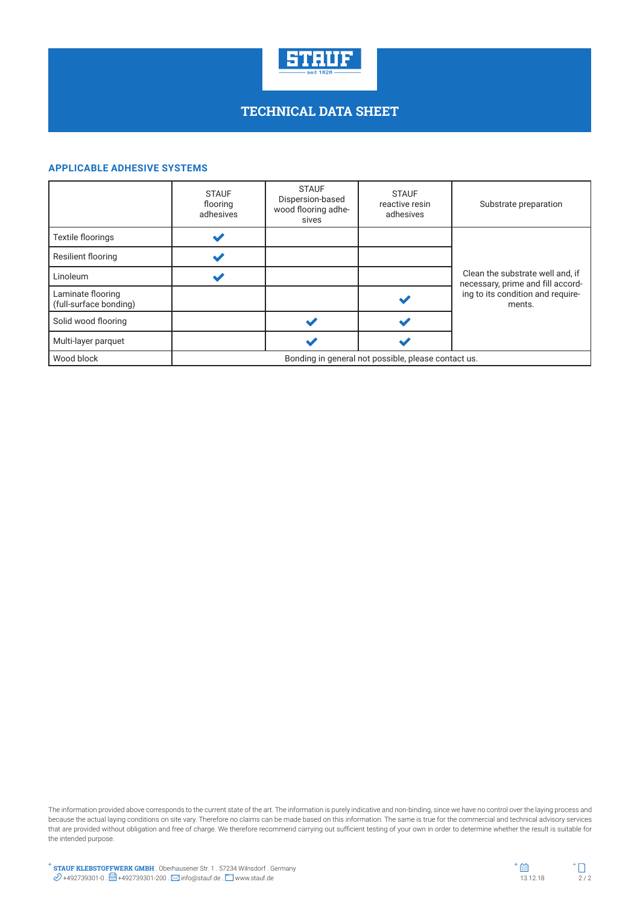# TECHNICAL DATA SHEET

## APPLICABLE ADHESIVE SYSTEMS

| | STAUF flooring adhesives | STAUF Dispersion-based wood flooring adhesives | STAUF reactive resin adhesives | Substrate preparation |
|---|---|---|---|---|
| Textile floorings | ✔ | | | Clean the substrate well and, if necessary, prime and fill according to its condition and requirements. |
| Resilient flooring | ✔ | | | |
| Linoleum | ✔ | | | |
| Laminate flooring (full-surface bonding) | | | ✔ | |
| Solid wood flooring | | ✔ | ✔ | |
| Multi-layer parquet | | ✔ | ✔ | |
| Wood block | Bonding in general not possible, please contact us. | | | |

The information provided above corresponds to the current state of the art. The information is purely indicative and non-binding, since we have no control over the laying process and because the actual laying conditions on site vary. Therefore no claims can be made based on this information. The same is true for the commercial and technical advisory services that are provided without obligation and free of charge. We therefore recommend carrying out sufficient testing of your own in order to determine whether the result is suitable for the intended purpose.

**STAUF KLEBSTOFFWERK GMBH** . Oberhausener Str. 1 . 57234 Wilnsdorf . Germany
+492739301-0 . +492739301-200 . info@stauf.de . www.stauf.de

13.12.18